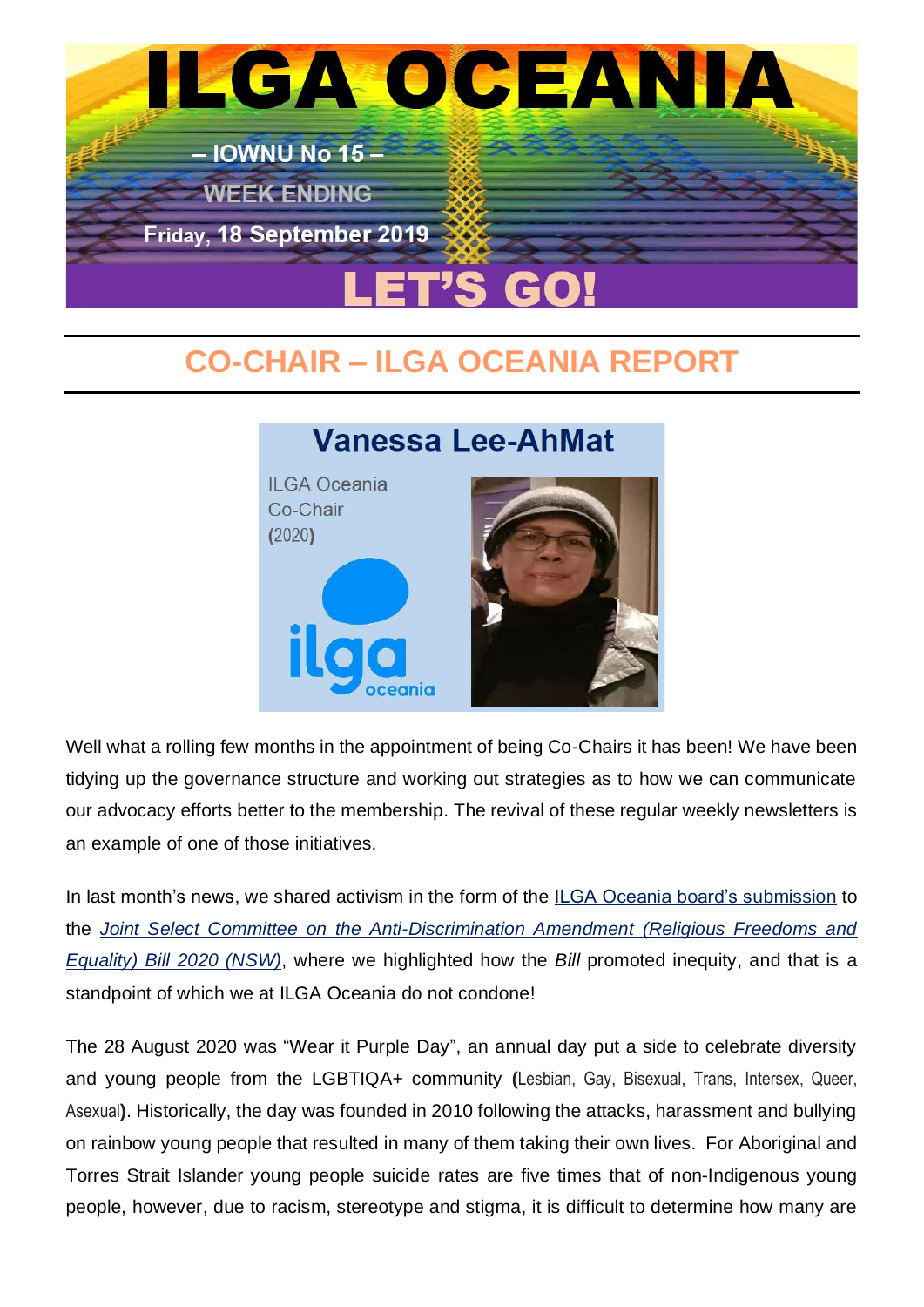# ILGA OCEANIA

– IOWNU No 15 –

WEEK ENDING

Friday, 18 September 2019

LET'S GO!

## CO-CHAIR – ILGA OCEANIA REPORT

**Vanessa Lee-AhMat**

ILGA Oceania Co-Chair (2020)

Well what a rolling few months in the appointment of being Co-Chairs it has been! We have been tidying up the governance structure and working out strategies as to how we can communicate our advocacy efforts better to the membership. The revival of these regular weekly newsletters is an example of one of those initiatives.

In last month's news, we shared activism in the form of the ILGA Oceania board's submission to the *Joint Select Committee on the Anti-Discrimination Amendment (Religious Freedoms and Equality) Bill 2020 (NSW)*, where we highlighted how the *Bill* promoted inequity, and that is a standpoint of which we at ILGA Oceania do not condone!

The 28 August 2020 was "Wear it Purple Day", an annual day put a side to celebrate diversity and young people from the LGBTIQA+ community **(**Lesbian, Gay, Bisexual, Trans, Intersex, Queer, Asexual**)**. Historically, the day was founded in 2010 following the attacks, harassment and bullying on rainbow young people that resulted in many of them taking their own lives. For Aboriginal and Torres Strait Islander young people suicide rates are five times that of non-Indigenous young people, however, due to racism, stereotype and stigma, it is difficult to determine how many are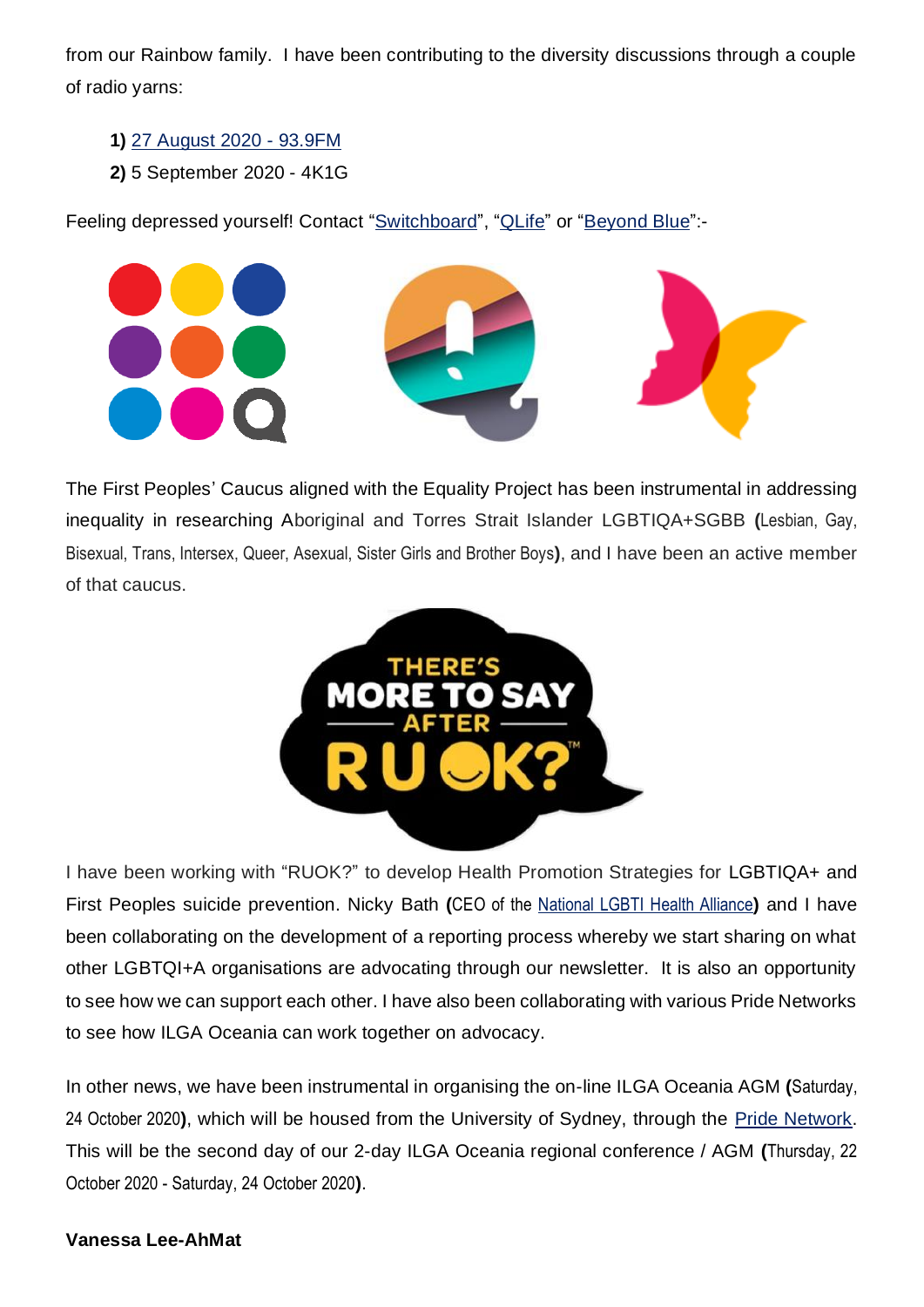from our Rainbow family. I have been contributing to the diversity discussions through a couple of radio yarns:

**1)** 27 August 2020 - 93.9FM
**2)** 5 September 2020 - 4K1G

Feeling depressed yourself! Contact "Switchboard", "QLife" or "Beyond Blue":-

The First Peoples' Caucus aligned with the Equality Project has been instrumental in addressing inequality in researching Aboriginal and Torres Strait Islander LGBTIQA+SGBB **(**Lesbian, Gay, Bisexual, Trans, Intersex, Queer, Asexual, Sister Girls and Brother Boys**)**, and I have been an active member of that caucus.

I have been working with "RUOK?" to develop Health Promotion Strategies for LGBTIQA+ and First Peoples suicide prevention. Nicky Bath **(**CEO of the National LGBTI Health Alliance**)** and I have been collaborating on the development of a reporting process whereby we start sharing on what other LGBTQI+A organisations are advocating through our newsletter. It is also an opportunity to see how we can support each other. I have also been collaborating with various Pride Networks to see how ILGA Oceania can work together on advocacy.

In other news, we have been instrumental in organising the on-line ILGA Oceania AGM **(**Saturday, 24 October 2020**)**, which will be housed from the University of Sydney, through the Pride Network. This will be the second day of our 2-day ILGA Oceania regional conference / AGM **(**Thursday, 22 October 2020 - Saturday, 24 October 2020**)**.

**Vanessa Lee-AhMat**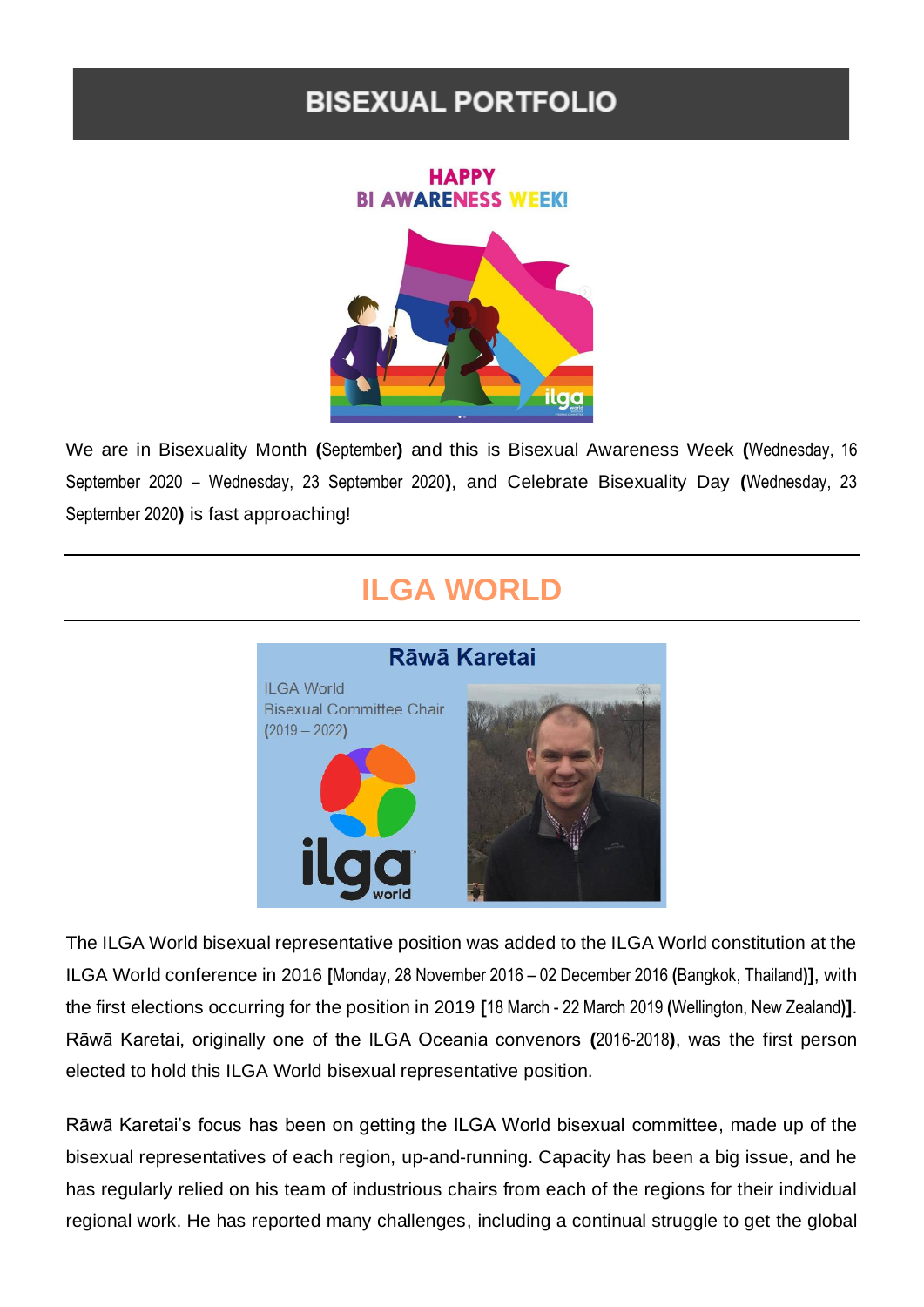# BISEXUAL PORTFOLIO

We are in Bisexuality Month **(**September**)** and this is Bisexual Awareness Week **(**Wednesday, 16 September 2020 – Wednesday, 23 September 2020**)**, and Celebrate Bisexuality Day **(**Wednesday, 23 September 2020**)** is fast approaching!

## ILGA WORLD

The ILGA World bisexual representative position was added to the ILGA World constitution at the ILGA World conference in 2016 **[**Monday, 28 November 2016 – 02 December 2016 **(**Bangkok, Thailand**)]**, with the first elections occurring for the position in 2019 **[**18 March - 22 March 2019 **(**Wellington, New Zealand**)]**. Rāwā Karetai, originally one of the ILGA Oceania convenors **(**2016-2018**)**, was the first person elected to hold this ILGA World bisexual representative position.

Rāwā Karetai's focus has been on getting the ILGA World bisexual committee, made up of the bisexual representatives of each region, up-and-running. Capacity has been a big issue, and he has regularly relied on his team of industrious chairs from each of the regions for their individual regional work. He has reported many challenges, including a continual struggle to get the global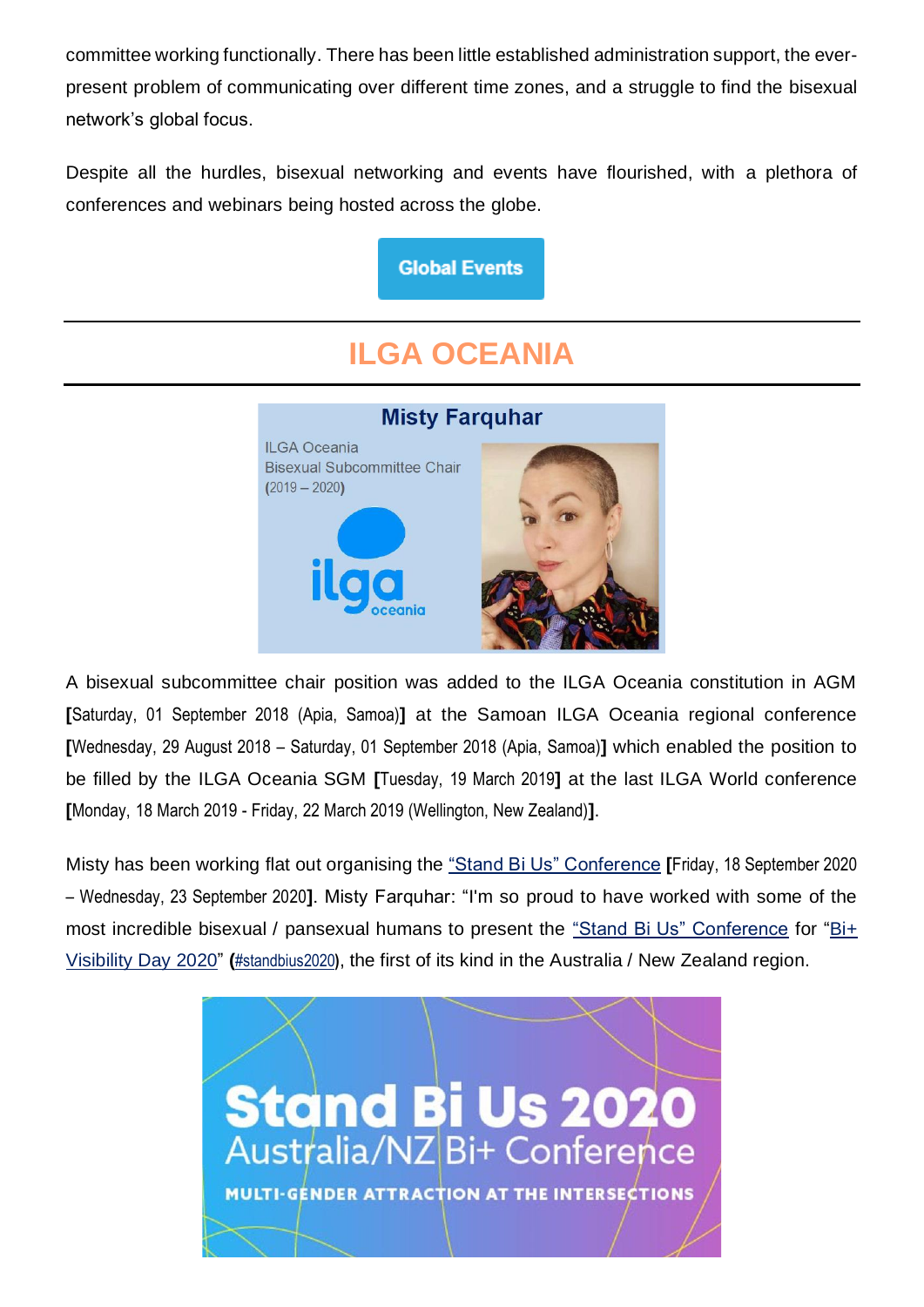committee working functionally. There has been little established administration support, the ever-present problem of communicating over different time zones, and a struggle to find the bisexual network's global focus.

Despite all the hurdles, bisexual networking and events have flourished, with a plethora of conferences and webinars being hosted across the globe.

Global Events

## ILGA OCEANIA

**Misty Farquhar**

ILGA Oceania
Bisexual Subcommittee Chair
(2019 – 2020)

A bisexual subcommittee chair position was added to the ILGA Oceania constitution in AGM **[**Saturday, 01 September 2018 (Apia, Samoa)**]** at the Samoan ILGA Oceania regional conference **[**Wednesday, 29 August 2018 – Saturday, 01 September 2018 (Apia, Samoa)**]** which enabled the position to be filled by the ILGA Oceania SGM **[**Tuesday, 19 March 2019**]** at the last ILGA World conference **[**Monday, 18 March 2019 - Friday, 22 March 2019 (Wellington, New Zealand)**]**.

Misty has been working flat out organising the "Stand Bi Us" Conference **[**Friday, 18 September 2020 – Wednesday, 23 September 2020**]**. Misty Farquhar: "I'm so proud to have worked with some of the most incredible bisexual / pansexual humans to present the "Stand Bi Us" Conference for "Bi+ Visibility Day 2020" **(**#standbius2020), the first of its kind in the Australia / New Zealand region.

Stand Bi Us 2020
Australia/NZ Bi+ Conference
MULTI-GENDER ATTRACTION AT THE INTERSECTIONS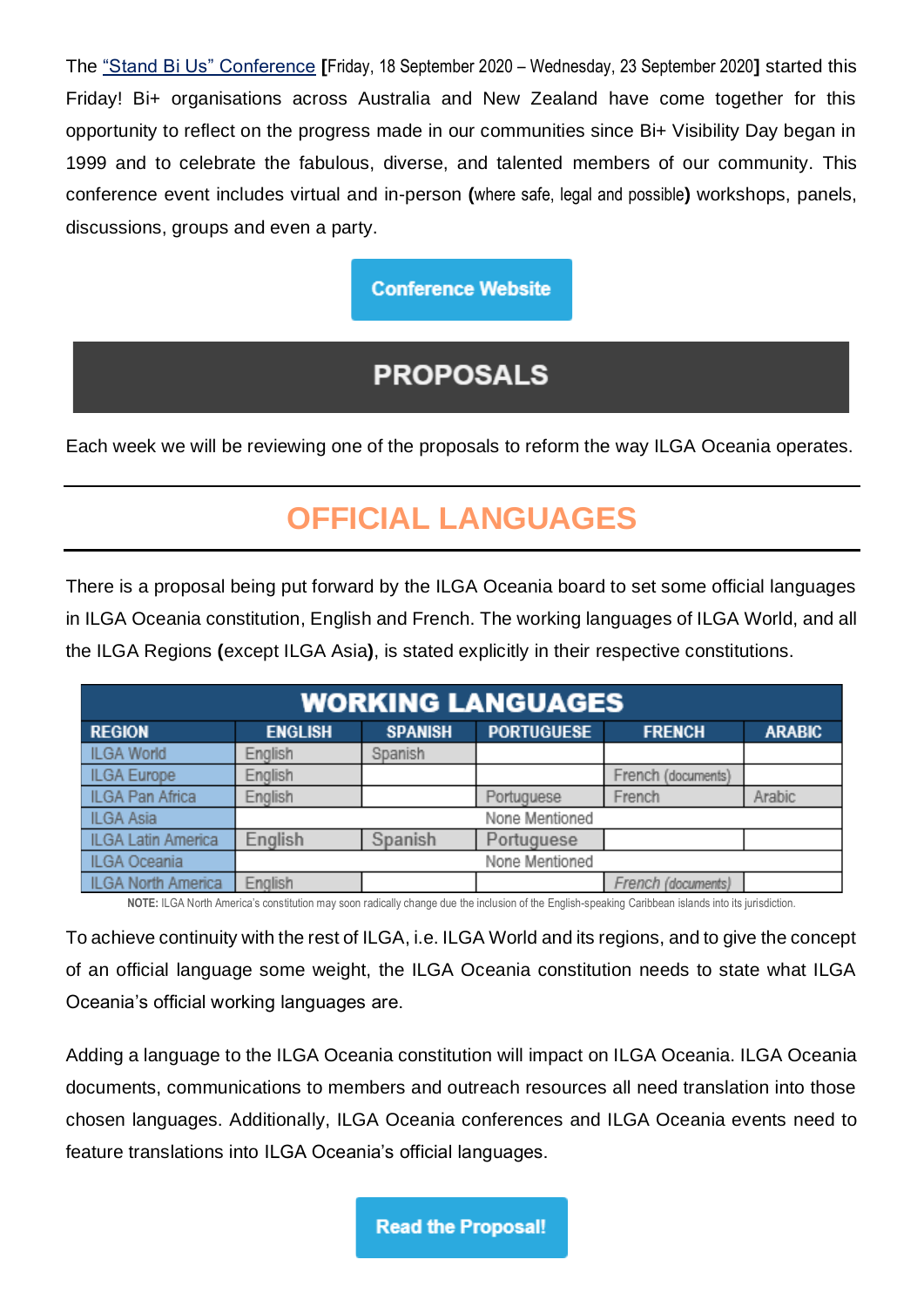The ["Stand Bi Us" Conference] [Friday, 18 September 2020 – Wednesday, 23 September 2020] started this Friday! Bi+ organisations across Australia and New Zealand have come together for this opportunity to reflect on the progress made in our communities since Bi+ Visibility Day began in 1999 and to celebrate the fabulous, diverse, and talented members of our community. This conference event includes virtual and in-person (where safe, legal and possible) workshops, panels, discussions, groups and even a party.

Conference Website

# PROPOSALS

Each week we will be reviewing one of the proposals to reform the way ILGA Oceania operates.

## OFFICIAL LANGUAGES

There is a proposal being put forward by the ILGA Oceania board to set some official languages in ILGA Oceania constitution, English and French. The working languages of ILGA World, and all the ILGA Regions (except ILGA Asia), is stated explicitly in their respective constitutions.

| WORKING LANGUAGES | | | | | |
|---|---|---|---|---|---|
| REGION | ENGLISH | SPANISH | PORTUGUESE | FRENCH | ARABIC |
| ILGA World | English | Spanish | | | |
| ILGA Europe | English | | | French (documents) | |
| ILGA Pan Africa | English | | Portugese | French | Arabic |
| ILGA Asia | None Mentioned | | | | |
| ILGA Latin America | English | Spanish | Portuguese | | |
| ILGA Oceania | None Mentioned | | | | |
| ILGA North America | English | | | French (documents) | |

**NOTE:** ILGA North America's constitution may soon radically change due the inclusion of the English-speaking Caribbean islands into its jurisdiction.

To achieve continuity with the rest of ILGA, i.e. ILGA World and its regions, and to give the concept of an official language some weight, the ILGA Oceania constitution needs to state what ILGA Oceania's official working languages are.

Adding a language to the ILGA Oceania constitution will impact on ILGA Oceania. ILGA Oceania documents, communications to members and outreach resources all need translation into those chosen languages. Additionally, ILGA Oceania conferences and ILGA Oceania events need to feature translations into ILGA Oceania's official languages.

Read the Proposal!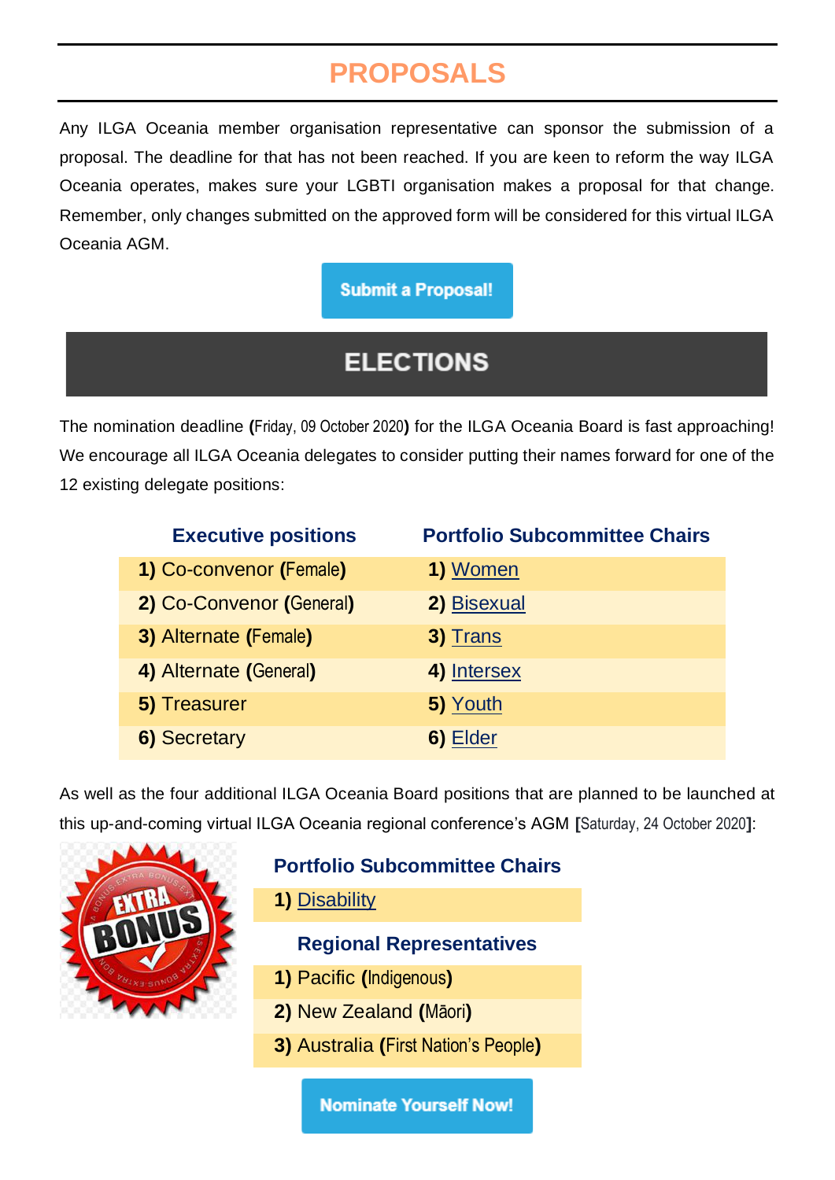## PROPOSALS

Any ILGA Oceania member organisation representative can sponsor the submission of a proposal. The deadline for that has not been reached. If you are keen to reform the way ILGA Oceania operates, makes sure your LGBTI organisation makes a proposal for that change. Remember, only changes submitted on the approved form will be considered for this virtual ILGA Oceania AGM.

Submit a Proposal!

## ELECTIONS

The nomination deadline **(**Friday, 09 October 2020**)** for the ILGA Oceania Board is fast approaching! We encourage all ILGA Oceania delegates to consider putting their names forward for one of the 12 existing delegate positions:

| Executive positions | Portfolio Subcommittee Chairs |
|---|---|
| **1)** Co-convenor **(**Female**)** | **1)** Women |
| **2)** Co-Convenor **(**General**)** | **2)** Bisexual |
| **3)** Alternate **(**Female**)** | **3)** Trans |
| **4)** Alternate **(**General**)** | **4)** Intersex |
| **5)** Treasurer | **5)** Youth |
| **6)** Secretary | **6)** Elder |

As well as the four additional ILGA Oceania Board positions that are planned to be launched at this up-and-coming virtual ILGA Oceania regional conference's AGM **[**Saturday, 24 October 2020**]**:

| Portfolio Subcommittee Chairs |
|---|
| **1)** Disability |

| Regional Representatives |
|---|
| **1)** Pacific **(**Indigenous**)** |
| **2)** New Zealand **(**Māori**)** |
| **3)** Australia **(**First Nation's People**)** |

Nominate Yourself Now!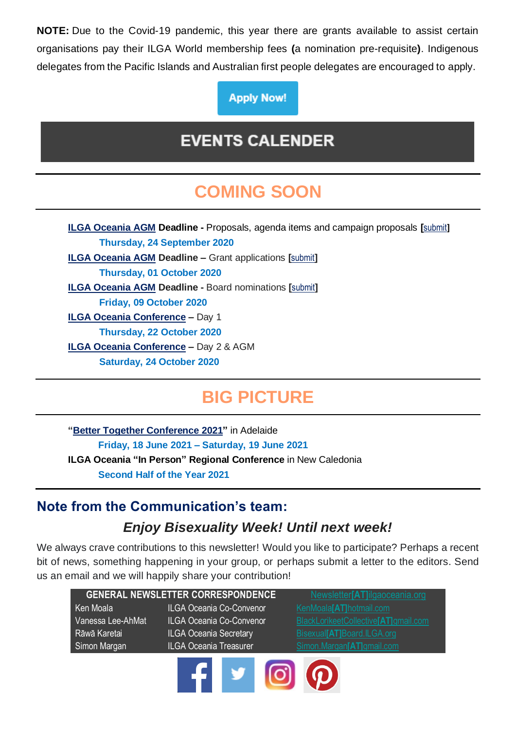**NOTE:** Due to the Covid-19 pandemic, this year there are grants available to assist certain organisations pay their ILGA World membership fees **(**a nomination pre-requisite**)**. Indigenous delegates from the Pacific Islands and Australian first people delegates are encouraged to apply.

**Apply Now!**

## EVENTS CALENDER

### COMING SOON

**ILGA Oceania AGM Deadline -** Proposals, agenda items and campaign proposals **[**submit**]**
**Thursday, 24 September 2020**

**ILGA Oceania AGM Deadline –** Grant applications **[**submit**]**
**Thursday, 01 October 2020**

**ILGA Oceania AGM Deadline -** Board nominations **[**submit**]**
**Friday, 09 October 2020**

**ILGA Oceania Conference –** Day 1
**Thursday, 22 October 2020**

**ILGA Oceania Conference –** Day 2 & AGM
**Saturday, 24 October 2020**

### BIG PICTURE

**"Better Together Conference 2021"** in Adelaide
**Friday, 18 June 2021 – Saturday, 19 June 2021**

**ILGA Oceania "In Person" Regional Conference** in New Caledonia
**Second Half of the Year 2021**

## Note from the Communication's team:

***Enjoy Bisexuality Week! Until next week!***

We always crave contributions to this newsletter! Would you like to participate? Perhaps a recent bit of news, something happening in your group, or perhaps submit a letter to the editors. Send us an email and we will happily share your contribution!

| GENERAL NEWSLETTER CORRESPONDENCE | | Newsletter[AT]ilgaoceania.org |
| --- | --- | --- |
| Ken Moala | ILGA Oceania Co-Convenor | KenMoala[AT]hotmail.com |
| Vanessa Lee-AhMat | ILGA Oceania Co-Convenor | BlackLorikeetCollective[AT]gmail.com |
| Rāwā Karetai | ILGA Oceania Secretary | Bisexual[AT]Board.ILGA.org |
| Simon Margan | ILGA Oceania Treasurer | Simon.Margan[AT]gmail.com |